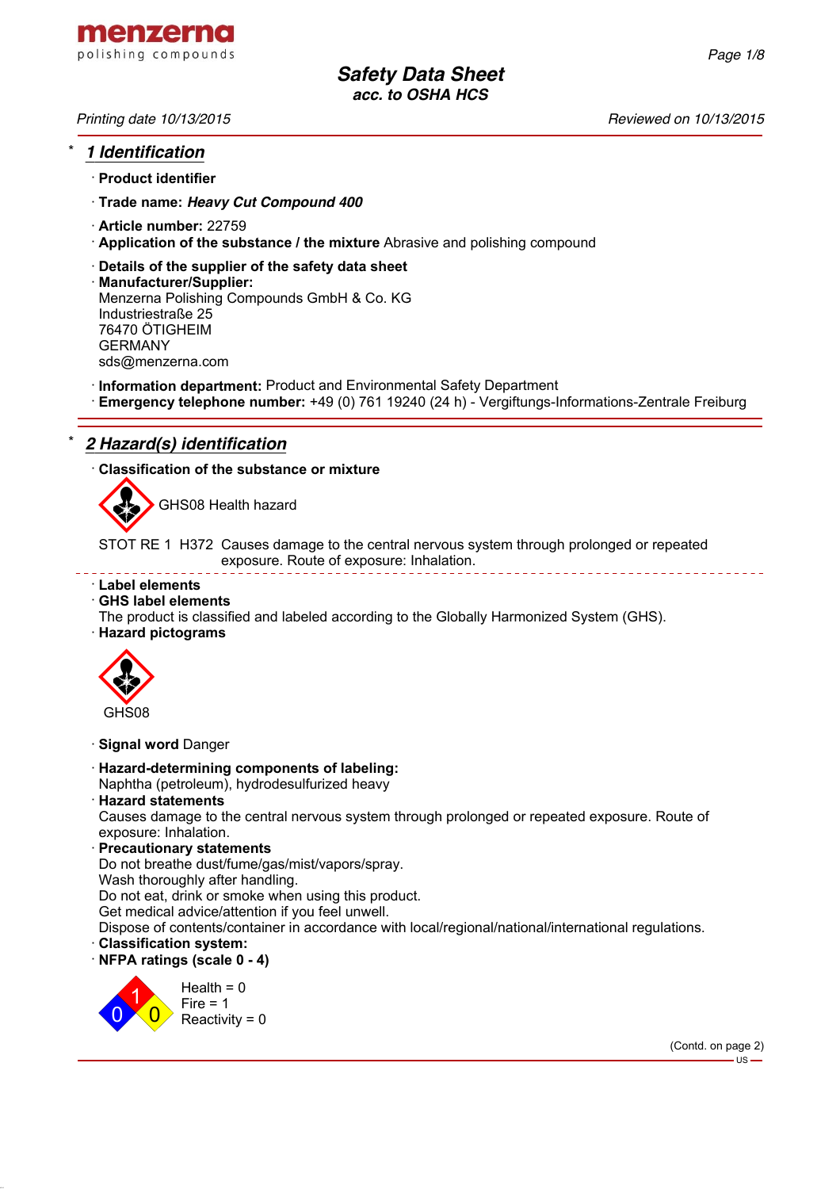# Safety Data Sheet

**acc. to OSHA HCS**

Printing date 10/13/2015 Reviewed on 10/13/2015

## * 1 Identification

· **Product identifier**

· **Trade name:** ***Heavy Cut Compound 400***

· **Article number:** 22759

· **Application of the substance / the mixture** Abrasive and polishing compound

· **Details of the supplier of the safety data sheet**

· **Manufacturer/Supplier:**
Menzerna Polishing Compounds GmbH & Co. KG
Industriestraße 25
76470 ÖTIGHEIM
GERMANY
sds@menzerna.com

· **Information department:** Product and Environmental Safety Department

· **Emergency telephone number:** +49 (0) 761 19240 (24 h) - Vergiftungs-Informations-Zentrale Freiburg

## * 2 Hazard(s) identification

· **Classification of the substance or mixture**

GHS08 Health hazard

STOT RE 1 H372 Causes damage to the central nervous system through prolonged or repeated exposure. Route of exposure: Inhalation.

· **Label elements**

· **GHS label elements**
The product is classified and labeled according to the Globally Harmonized System (GHS).

· **Hazard pictograms**

GHS08

· **Signal word** Danger

· **Hazard-determining components of labeling:**
Naphtha (petroleum), hydrodesulfurized heavy

· **Hazard statements**
Causes damage to the central nervous system through prolonged or repeated exposure. Route of exposure: Inhalation.

· **Precautionary statements**
Do not breathe dust/fume/gas/mist/vapors/spray.
Wash thoroughly after handling.
Do not eat, drink or smoke when using this product.
Get medical advice/attention if you feel unwell.
Dispose of contents/container in accordance with local/regional/national/international regulations.

· **Classification system:**

· **NFPA ratings (scale 0 - 4)**

Health = 0
Fire = 1
Reactivity = 0

(Contd. on page 2)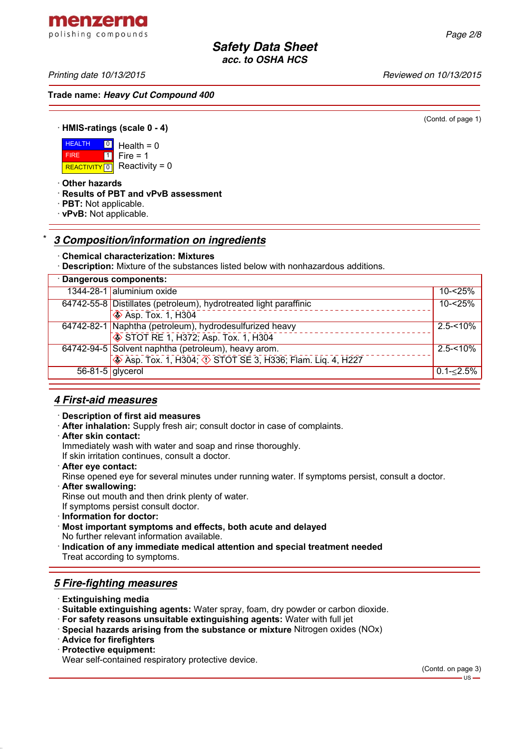(Contd. of page 1)

· **HMIS-ratings (scale 0 - 4)**

| | | |
|---|---|---|
| HEALTH | 0 | Health = 0 |
| FIRE | 1 | Fire = 1 |
| REACTIVITY | 0 | Reactivity = 0 |

· **Other hazards**
· **Results of PBT and vPvB assessment**
· **PBT:** Not applicable.
· **vPvB:** Not applicable.

## * 3 Composition/information on ingredients

· **Chemical characterization: Mixtures**
· **Description:** Mixture of the substances listed below with nonhazardous additions.

| · Dangerous components: | | |
|---|---|---|
| 1344-28-1 | aluminium oxide | 10-<25% |
| 64742-55-8 | Distillates (petroleum), hydrotreated light paraffinic<br>Asp. Tox. 1, H304 | 10-<25% |
| 64742-82-1 | Naphtha (petroleum), hydrodesulfurized heavy<br>STOT RE 1, H372; Asp. Tox. 1, H304 | 2.5-<10% |
| 64742-94-5 | Solvent naphtha (petroleum), heavy arom.<br>Asp. Tox. 1, H304; STOT SE 3, H336; Flam. Liq. 4, H227 | 2.5-<10% |
| 56-81-5 | glycerol | 0.1-≤2.5% |

## 4 First-aid measures

· **Description of first aid measures**
· **After inhalation:** Supply fresh air; consult doctor in case of complaints.
· **After skin contact:**
Immediately wash with water and soap and rinse thoroughly.
If skin irritation continues, consult a doctor.
· **After eye contact:**
Rinse opened eye for several minutes under running water. If symptoms persist, consult a doctor.
· **After swallowing:**
Rinse out mouth and then drink plenty of water.
If symptoms persist consult doctor.
· **Information for doctor:**
· **Most important symptoms and effects, both acute and delayed**
No further relevant information available.
· **Indication of any immediate medical attention and special treatment needed**
Treat according to symptoms.

## 5 Fire-fighting measures

· **Extinguishing media**
· **Suitable extinguishing agents:** Water spray, foam, dry powder or carbon dioxide.
· **For safety reasons unsuitable extinguishing agents:** Water with full jet
· **Special hazards arising from the substance or mixture** Nitrogen oxides (NOx)
· **Advice for firefighters**
· **Protective equipment:**
Wear self-contained respiratory protective device.

(Contd. on page 3)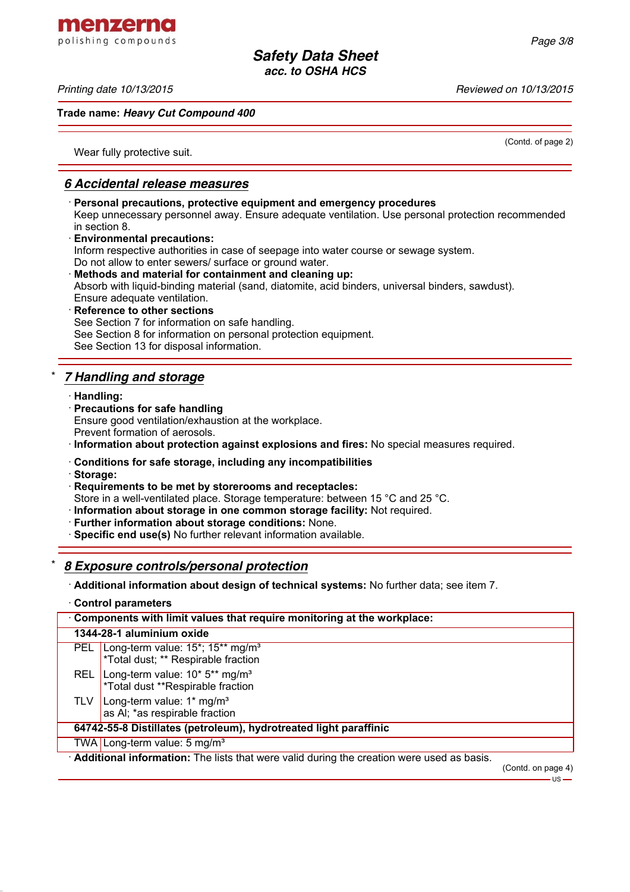(Contd. of page 2)

Wear fully protective suit.

## 6 Accidental release measures

· **Personal precautions, protective equipment and emergency procedures**
Keep unnecessary personnel away. Ensure adequate ventilation. Use personal protection recommended in section 8.

· **Environmental precautions:**
Inform respective authorities in case of seepage into water course or sewage system.
Do not allow to enter sewers/ surface or ground water.

· **Methods and material for containment and cleaning up:**
Absorb with liquid-binding material (sand, diatomite, acid binders, universal binders, sawdust).
Ensure adequate ventilation.

· **Reference to other sections**
See Section 7 for information on safe handling.
See Section 8 for information on personal protection equipment.
See Section 13 for disposal information.

## * 7 Handling and storage

· **Handling:**

· **Precautions for safe handling**
Ensure good ventilation/exhaustion at the workplace.
Prevent formation of aerosols.

· **Information about protection against explosions and fires:** No special measures required.

· **Conditions for safe storage, including any incompatibilities**

· **Storage:**

· **Requirements to be met by storerooms and receptacles:**
Store in a well-ventilated place. Storage temperature: between 15 °C and 25 °C.

· **Information about storage in one common storage facility:** Not required.

· **Further information about storage conditions:** None.

· **Specific end use(s)** No further relevant information available.

## * 8 Exposure controls/personal protection

· **Additional information about design of technical systems:** No further data; see item 7.

· **Control parameters**

| · **Components with limit values that require monitoring at the workplace:** | |
|---|---|
| **1344-28-1 aluminium oxide** | |
| PEL | Long-term value: 15*; 15** mg/m³<br>*Total dust; ** Respirable fraction |
| REL | Long-term value: 10* 5** mg/m³<br>*Total dust **Respirable fraction |
| TLV | Long-term value: 1* mg/m³<br>as Al; *as respirable fraction |
| **64742-55-8 Distillates (petroleum), hydrotreated light paraffinic** | |
| TWA | Long-term value: 5 mg/m³ |

· **Additional information:** The lists that were valid during the creation were used as basis.

(Contd. on page 4)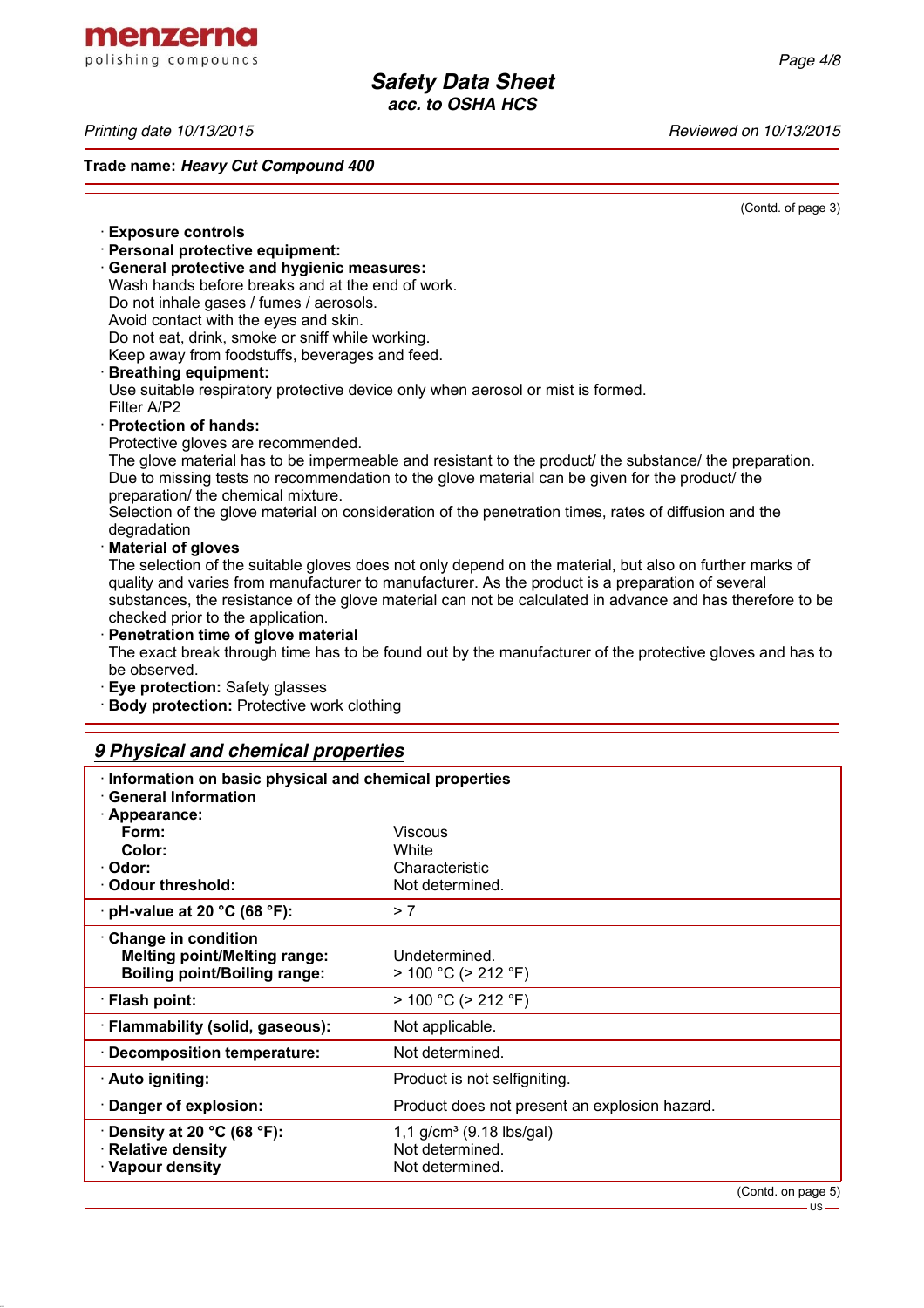Trade name: ***Heavy Cut Compound 400***

(Contd. of page 3)

· **Exposure controls**
· **Personal protective equipment:**
· **General protective and hygienic measures:**
Wash hands before breaks and at the end of work.
Do not inhale gases / fumes / aerosols.
Avoid contact with the eyes and skin.
Do not eat, drink, smoke or sniff while working.
Keep away from foodstuffs, beverages and feed.
· **Breathing equipment:**
Use suitable respiratory protective device only when aerosol or mist is formed.
Filter A/P2
· **Protection of hands:**
Protective gloves are recommended.
The glove material has to be impermeable and resistant to the product/ the substance/ the preparation.
Due to missing tests no recommendation to the glove material can be given for the product/ the preparation/ the chemical mixture.
Selection of the glove material on consideration of the penetration times, rates of diffusion and the degradation
· **Material of gloves**
The selection of the suitable gloves does not only depend on the material, but also on further marks of quality and varies from manufacturer to manufacturer. As the product is a preparation of several substances, the resistance of the glove material can not be calculated in advance and has therefore to be checked prior to the application.
· **Penetration time of glove material**
The exact break through time has to be found out by the manufacturer of the protective gloves and has to be observed.
· **Eye protection:** Safety glasses
· **Body protection:** Protective work clothing

## *9 Physical and chemical properties*

| · **Information on basic physical and chemical properties** | |
|---|---|
| · **General Information** | |
| · **Appearance:** | |
| **Form:** | Viscous |
| **Color:** | White |
| · **Odor:** | Characteristic |
| · **Odour threshold:** | Not determined. |
| · **pH-value at 20 °C (68 °F):** | > 7 |
| · **Change in condition** | |
| **Melting point/Melting range:** | Undetermined. |
| **Boiling point/Boiling range:** | > 100 °C (> 212 °F) |
| · **Flash point:** | > 100 °C (> 212 °F) |
| · **Flammability (solid, gaseous):** | Not applicable. |
| · **Decomposition temperature:** | Not determined. |
| · **Auto igniting:** | Product is not selfigniting. |
| · **Danger of explosion:** | Product does not present an explosion hazard. |
| · **Density at 20 °C (68 °F):** | 1,1 g/cm³ (9.18 lbs/gal) |
| · **Relative density** | Not determined. |
| · **Vapour density** | Not determined. |

(Contd. on page 5)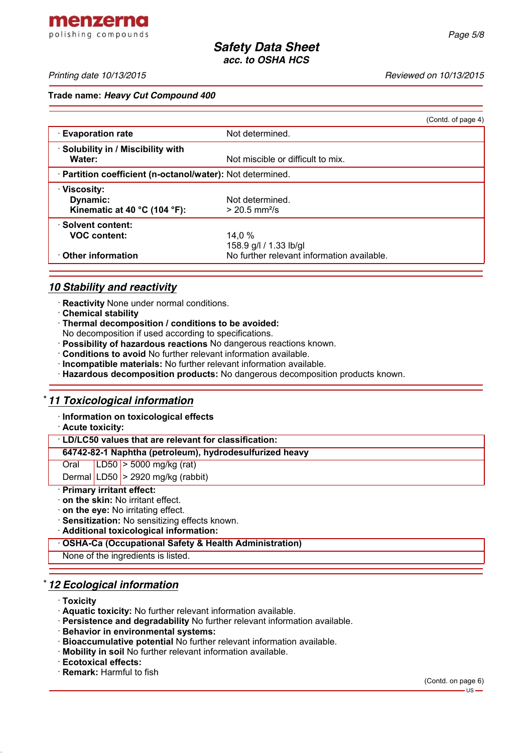Trade name: ***Heavy Cut Compound 400***

(Contd. of page 4)

| | |
|---|---|
| · **Evaporation rate** | Not determined. |
| · **Solubility in / Miscibility with Water:** | Not miscible or difficult to mix. |
| · **Partition coefficient (n-octanol/water):** | Not determined. |
| · **Viscosity:** | |
| **Dynamic:** | Not determined. |
| **Kinematic at 40 °C (104 °F):** | > 20.5 mm²/s |
| · **Solvent content:** | |
| **VOC content:** | 14,0 % |
| | 158.9 g/l / 1.33 lb/gl |
| · **Other information** | No further relevant information available. |

## 10 Stability and reactivity

· **Reactivity** None under normal conditions.
· **Chemical stability**
· **Thermal decomposition / conditions to be avoided:**
No decomposition if used according to specifications.
· **Possibility of hazardous reactions** No dangerous reactions known.
· **Conditions to avoid** No further relevant information available.
· **Incompatible materials:** No further relevant information available.
· **Hazardous decomposition products:** No dangerous decomposition products known.

## * 11 Toxicological information

· **Information on toxicological effects**
· **Acute toxicity:**

| · **LD/LC50 values that are relevant for classification:** | | |
|---|---|---|
| **64742-82-1 Naphtha (petroleum), hydrodesulfurized heavy** | | |
| Oral | LD50 | > 5000 mg/kg (rat) |
| Dermal | LD50 | > 2920 mg/kg (rabbit) |

· **Primary irritant effect:**
· **on the skin:** No irritant effect.
· **on the eye:** No irritating effect.
· **Sensitization:** No sensitizing effects known.
· **Additional toxicological information:**

| · **OSHA-Ca (Occupational Safety & Health Administration)** |
|---|
| None of the ingredients is listed. |

## * 12 Ecological information

· **Toxicity**
· **Aquatic toxicity:** No further relevant information available.
· **Persistence and degradability** No further relevant information available.
· **Behavior in environmental systems:**
· **Bioaccumulative potential** No further relevant information available.
· **Mobility in soil** No further relevant information available.
· **Ecotoxical effects:**
· **Remark:** Harmful to fish

(Contd. on page 6)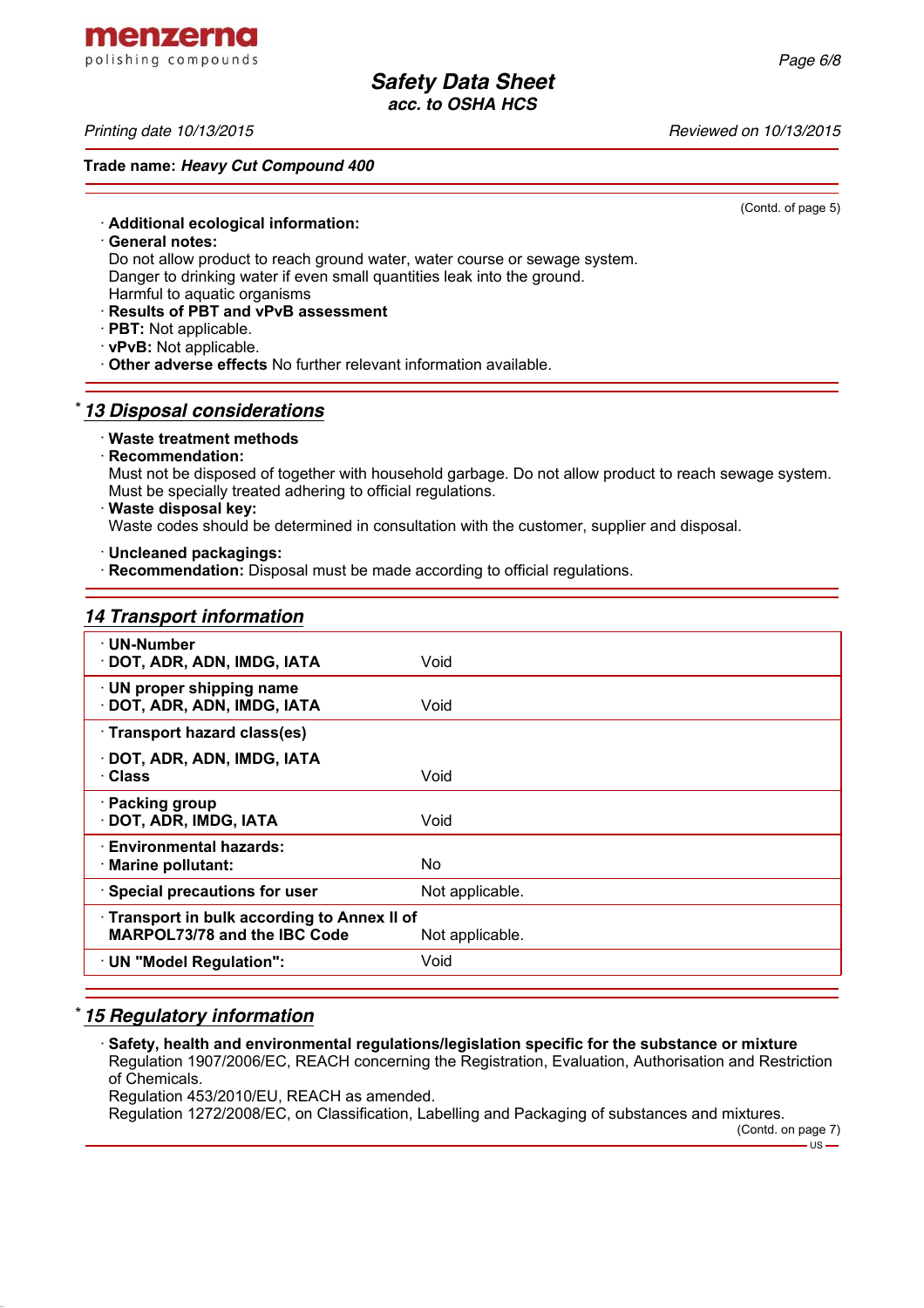(Contd. of page 5)

· **Additional ecological information:**
· **General notes:**
Do not allow product to reach ground water, water course or sewage system.
Danger to drinking water if even small quantities leak into the ground.
Harmful to aquatic organisms
· **Results of PBT and vPvB assessment**
· **PBT:** Not applicable.
· **vPvB:** Not applicable.
· **Other adverse effects** No further relevant information available.

## * 13 Disposal considerations

· **Waste treatment methods**
· **Recommendation:**
Must not be disposed of together with household garbage. Do not allow product to reach sewage system.
Must be specially treated adhering to official regulations.
· **Waste disposal key:**
Waste codes should be determined in consultation with the customer, supplier and disposal.

· **Uncleaned packagings:**
· **Recommendation:** Disposal must be made according to official regulations.

## 14 Transport information

| | |
|---|---|
| · **UN-Number**<br>· **DOT, ADR, ADN, IMDG, IATA** | Void |
| · **UN proper shipping name**<br>· **DOT, ADR, ADN, IMDG, IATA** | Void |
| · **Transport hazard class(es)**<br>· **DOT, ADR, ADN, IMDG, IATA**<br>· **Class** | Void |
| · **Packing group**<br>· **DOT, ADR, IMDG, IATA** | Void |
| · **Environmental hazards:**<br>· **Marine pollutant:** | No |
| · **Special precautions for user** | Not applicable. |
| · **Transport in bulk according to Annex II of MARPOL73/78 and the IBC Code** | Not applicable. |
| · **UN "Model Regulation":** | Void |

## * 15 Regulatory information

· **Safety, health and environmental regulations/legislation specific for the substance or mixture**
Regulation 1907/2006/EC, REACH concerning the Registration, Evaluation, Authorisation and Restriction of Chemicals.
Regulation 453/2010/EU, REACH as amended.
Regulation 1272/2008/EC, on Classification, Labelling and Packaging of substances and mixtures.

(Contd. on page 7)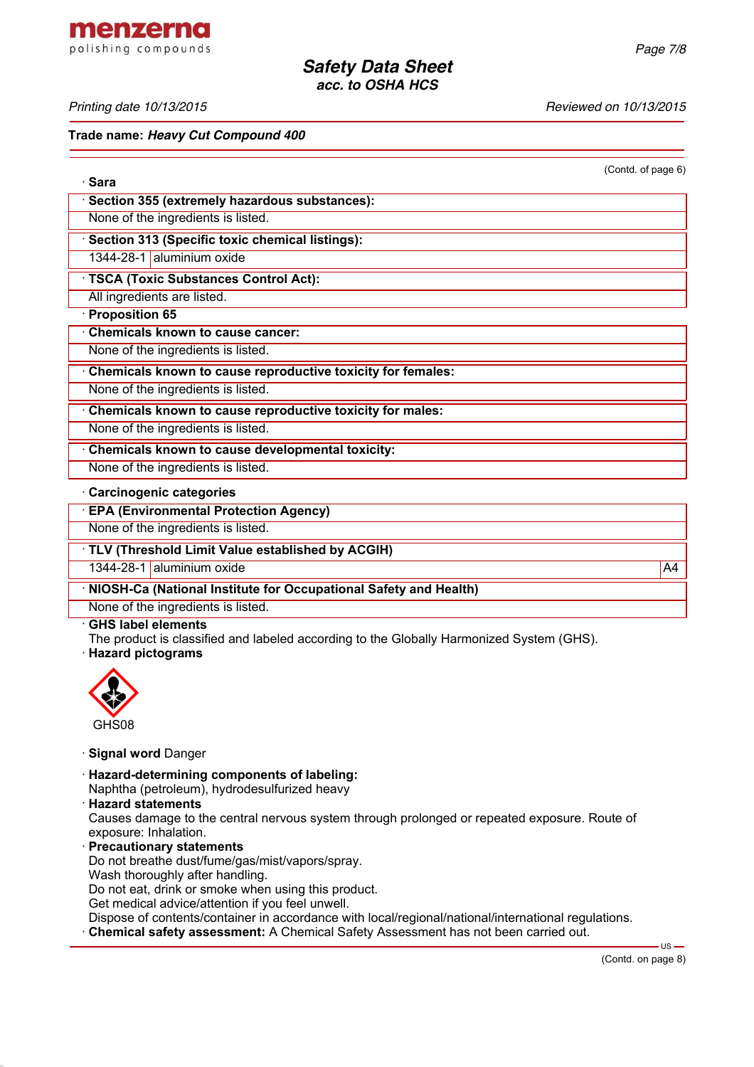(Contd. of page 6)

· **Sara**

| · **Section 355 (extremely hazardous substances):** |
|---|
| None of the ingredients is listed. |

| · **Section 313 (Specific toxic chemical listings):** | |
|---|---|
| 1344-28-1 | aluminium oxide |

| · **TSCA (Toxic Substances Control Act):** |
|---|
| All ingredients are listed. |

· **Proposition 65**

| · **Chemicals known to cause cancer:** |
|---|
| None of the ingredients is listed. |

| · **Chemicals known to cause reproductive toxicity for females:** |
|---|
| None of the ingredients is listed. |

| · **Chemicals known to cause reproductive toxicity for males:** |
|---|
| None of the ingredients is listed. |

| · **Chemicals known to cause developmental toxicity:** |
|---|
| None of the ingredients is listed. |

· **Carcinogenic categories**

| · **EPA (Environmental Protection Agency)** |
|---|
| None of the ingredients is listed. |

| · **TLV (Threshold Limit Value established by ACGIH)** | | |
|---|---|---|
| 1344-28-1 | aluminium oxide | A4 |

| · **NIOSH-Ca (National Institute for Occupational Safety and Health)** |
|---|
| None of the ingredients is listed. |

· **GHS label elements**
The product is classified and labeled according to the Globally Harmonized System (GHS).
· **Hazard pictograms**

GHS08

· **Signal word** Danger

· **Hazard-determining components of labeling:**
Naphtha (petroleum), hydrodesulfurized heavy
· **Hazard statements**
Causes damage to the central nervous system through prolonged or repeated exposure. Route of exposure: Inhalation.
· **Precautionary statements**
Do not breathe dust/fume/gas/mist/vapors/spray.
Wash thoroughly after handling.
Do not eat, drink or smoke when using this product.
Get medical advice/attention if you feel unwell.
Dispose of contents/container in accordance with local/regional/national/international regulations.
· **Chemical safety assessment:** A Chemical Safety Assessment has not been carried out.

(Contd. on page 8)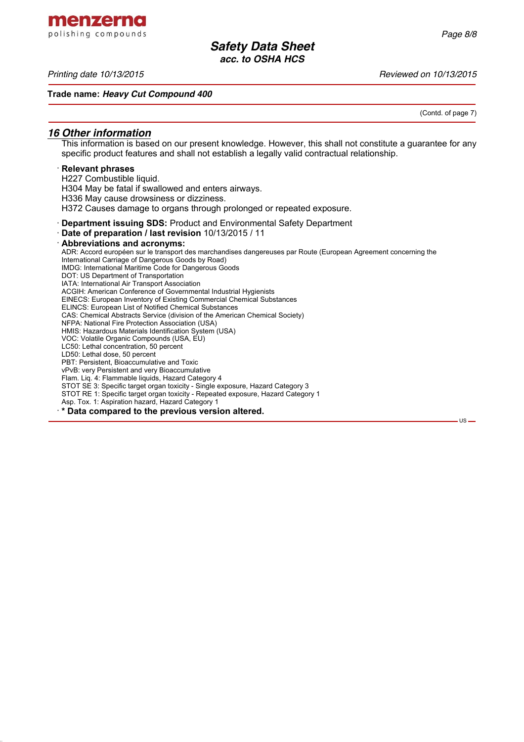(Contd. of page 7)

## 16 Other information

This information is based on our present knowledge. However, this shall not constitute a guarantee for any specific product features and shall not establish a legally valid contractual relationship.

· **Relevant phrases**
H227 Combustible liquid.
H304 May be fatal if swallowed and enters airways.
H336 May cause drowsiness or dizziness.
H372 Causes damage to organs through prolonged or repeated exposure.

· **Department issuing SDS:** Product and Environmental Safety Department
· **Date of preparation / last revision** 10/13/2015 / 11
· **Abbreviations and acronyms:**
ADR: Accord européen sur le transport des marchandises dangereuses par Route (European Agreement concerning the International Carriage of Dangerous Goods by Road)
IMDG: International Maritime Code for Dangerous Goods
DOT: US Department of Transportation
IATA: International Air Transport Association
ACGIH: American Conference of Governmental Industrial Hygienists
EINECS: European Inventory of Existing Commercial Chemical Substances
ELINCS: European List of Notified Chemical Substances
CAS: Chemical Abstracts Service (division of the American Chemical Society)
NFPA: National Fire Protection Association (USA)
HMIS: Hazardous Materials Identification System (USA)
VOC: Volatile Organic Compounds (USA, EU)
LC50: Lethal concentration, 50 percent
LD50: Lethal dose, 50 percent
PBT: Persistent, Bioaccumulative and Toxic
vPvB: very Persistent and very Bioaccumulative
Flam. Liq. 4: Flammable liquids, Hazard Category 4
STOT SE 3: Specific target organ toxicity - Single exposure, Hazard Category 3
STOT RE 1: Specific target organ toxicity - Repeated exposure, Hazard Category 1
Asp. Tox. 1: Aspiration hazard, Hazard Category 1

· **\* Data compared to the previous version altered.**